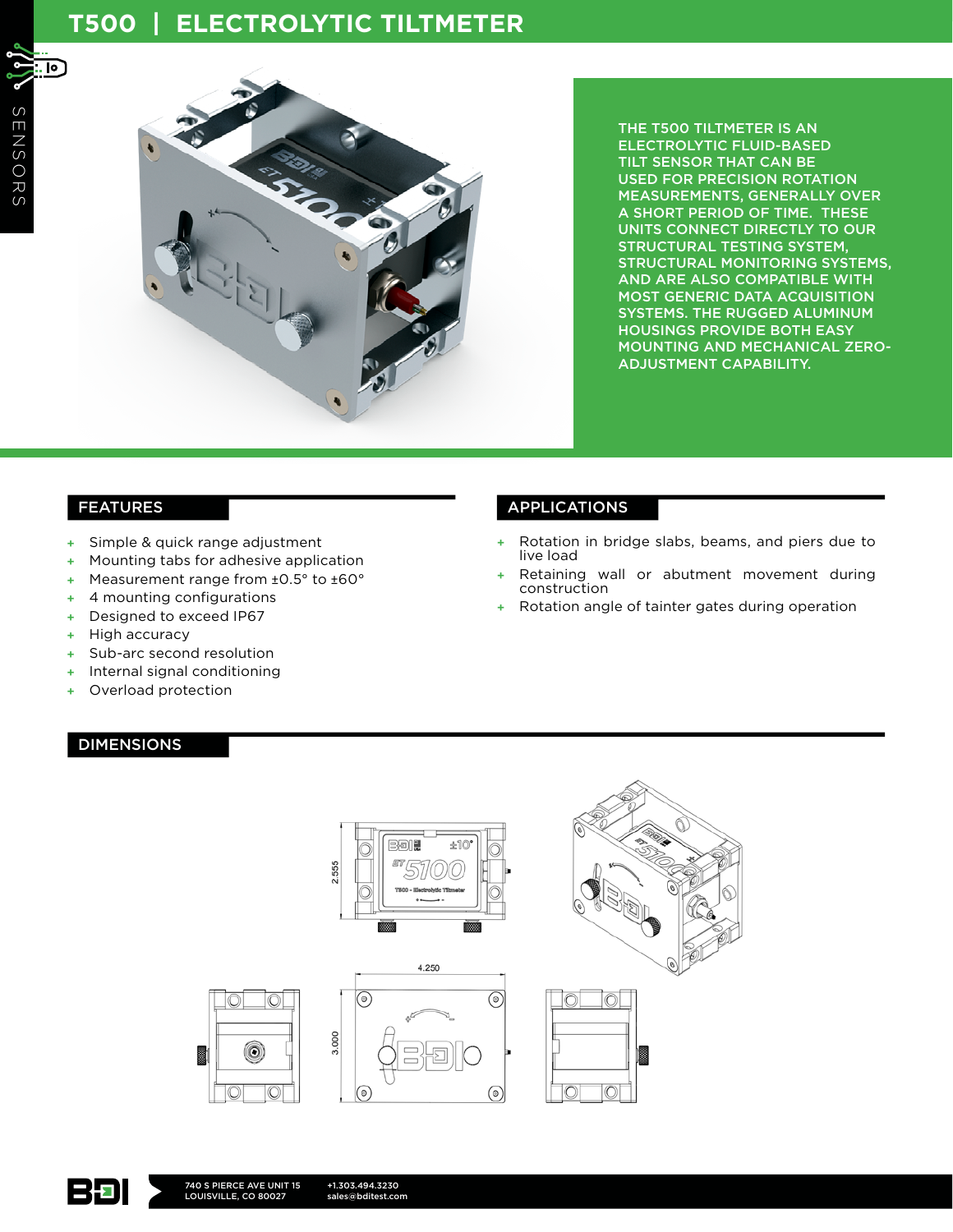# T500 | ELECTROLYTIC TILTMETER

THE T500 TILTMETER IS AN ELECTROLYTIC FLUID-BASED TILT SENSOR THAT CAN BE USED FOR PRECISION ROTATION MEASUREMENTS, GENERALLY OVER A SHORT PERIOD OF TIME. THESE UNITS CONNECT DIRECTLY TO OUR STRUCTURAL TESTING SYSTEM, STRUCTURAL MONITORING SYSTEMS, AND ARE ALSO COMPATIBLE WITH MOST GENERIC DATA ACQUISITION SYSTEMS. THE RUGGED ALUMINUM HOUSINGS PROVIDE BOTH EASY MOUNTING AND MECHANICAL ZERO-ADJUSTMENT CAPABILITY.

## FEATURES

- Simple & quick range adjustment
- Mounting tabs for adhesive application
- Measurement range from ±0.5° to ±60°
- 4 mounting configurations
- Designed to exceed IP67
- High accuracy
- Sub-arc second resolution
- Internal signal conditioning
- Overload protection

## APPLICATIONS

- Rotation in bridge slabs, beams, and piers due to live load
- Retaining wall or abutment movement during construction
- Rotation angle of tainter gates during operation

## DIMENSIONS

2.555

4.250

3.000

740 S PIERCE AVE UNIT 15
LOUISVILLE, CO 80027

+1.303.494.3230
sales@bditest.com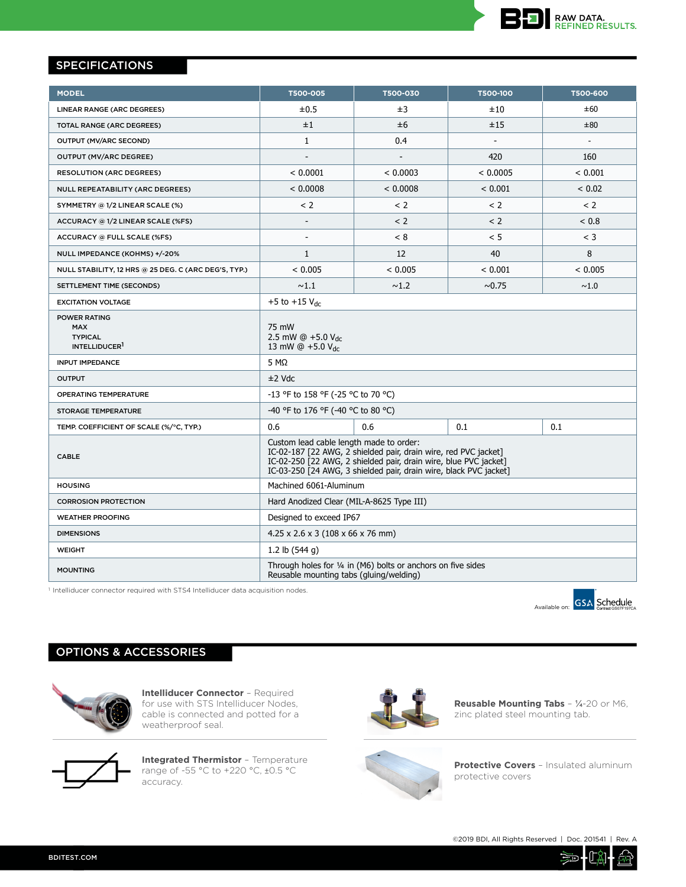## SPECIFICATIONS

| MODEL | T500-005 | T500-030 | T500-100 | T500-600 |
|---|---|---|---|---|
| LINEAR RANGE (ARC DEGREES) | ±0.5 | ±3 | ±10 | ±60 |
| TOTAL RANGE (ARC DEGREES) | ±1 | ±6 | ±15 | ±80 |
| OUTPUT (MV/ARC SECOND) | 1 | 0.4 | - | - |
| OUTPUT (MV/ARC DEGREE) | - | - | 420 | 160 |
| RESOLUTION (ARC DEGREES) | < 0.0001 | < 0.0003 | < 0.0005 | < 0.001 |
| NULL REPEATABILITY (ARC DEGREES) | < 0.0008 | < 0.0008 | < 0.001 | < 0.02 |
| SYMMETRY @ 1/2 LINEAR SCALE (%) | < 2 | < 2 | < 2 | < 2 |
| ACCURACY @ 1/2 LINEAR SCALE (%FS) | - | < 2 | < 2 | < 0.8 |
| ACCURACY @ FULL SCALE (%FS) | - | < 8 | < 5 | < 3 |
| NULL IMPEDANCE (KOHMS) +/-20% | 1 | 12 | 40 | 8 |
| NULL STABILITY, 12 HRS @ 25 DEG. C (ARC DEG'S, TYP.) | < 0.005 | < 0.005 | < 0.001 | < 0.005 |
| SETTLEMENT TIME (SECONDS) | ~1.1 | ~1.2 | ~0.75 | ~1.0 |
| EXCITATION VOLTAGE | +5 to +15 $V_{dc}$ | | | |
| POWER RATING<br>MAX<br>TYPICAL<br>INTELLIDUCER[1] | 75 mW<br>2.5 mW @ +5.0 $V_{dc}$<br>13 mW @ +5.0 $V_{dc}$ | | | |
| INPUT IMPEDANCE | 5 MΩ | | | |
| OUTPUT | ±2 Vdc | | | |
| OPERATING TEMPERATURE | -13 °F to 158 °F (-25 °C to 70 °C) | | | |
| STORAGE TEMPERATURE | -40 °F to 176 °F (-40 °C to 80 °C) | | | |
| TEMP. COEFFICIENT OF SCALE (%/°C, TYP.) | 0.6 | 0.6 | 0.1 | 0.1 |
| CABLE | Custom lead cable length made to order:<br>IC-02-187 [22 AWG, 2 shielded pair, drain wire, red PVC jacket]<br>IC-02-250 [22 AWG, 2 shielded pair, drain wire, blue PVC jacket]<br>IC-03-250 [24 AWG, 3 shielded pair, drain wire, black PVC jacket] | | | |
| HOUSING | Machined 6061-Aluminum | | | |
| CORROSION PROTECTION | Hard Anodized Clear (MIL-A-8625 Type III) | | | |
| WEATHER PROOFING | Designed to exceed IP67 | | | |
| DIMENSIONS | 4.25 x 2.6 x 3 (108 x 66 x 76 mm) | | | |
| WEIGHT | 1.2 lb (544 g) | | | |
| MOUNTING | Through holes for ¼ in (M6) bolts or anchors on five sides<br>Reusable mounting tabs (gluing/welding) | | | |

[1] Intelliducer connector required with STS4 Intelliducer data acquisition nodes.

Available on: GSA Schedule Contract GS07F197CA

## OPTIONS & ACCESSORIES

**Intelliducer Connector** – Required for use with STS Intelliducer Nodes, cable is connected and potted for a weatherproof seal.

**Reusable Mounting Tabs** – ¼-20 or M6, zinc plated steel mounting tab.

**Integrated Thermistor** – Temperature range of -55 °C to +220 °C, ±0.5 °C accuracy.

**Protective Covers** – Insulated aluminum protective covers

©2019 BDI, All Rights Reserved | Doc. 201541 | Rev. A